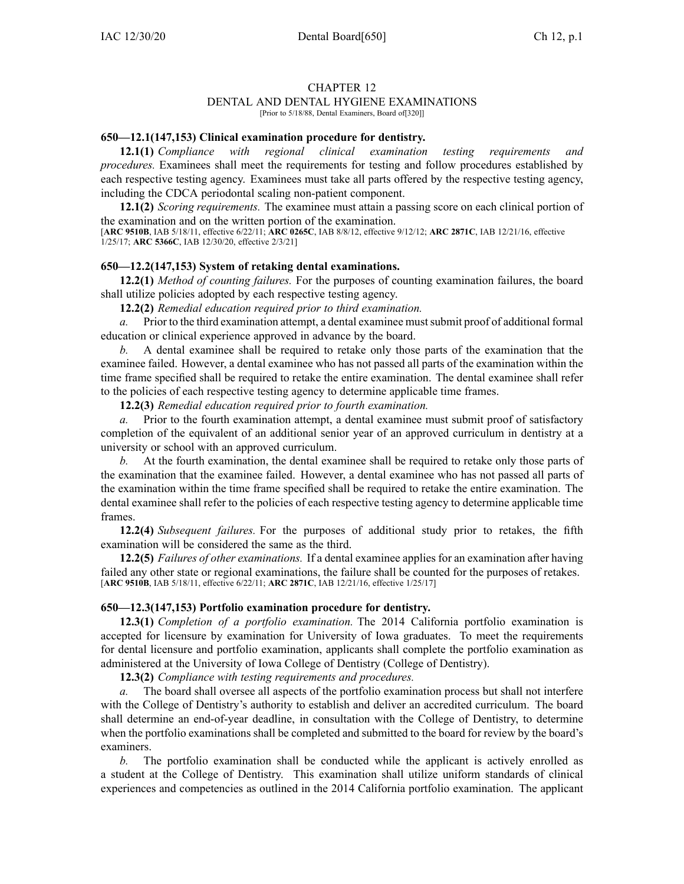# CHAPTER 12

## DENTAL AND DENTAL HYGIENE EXAMINATIONS

[Prior to 5/18/88, Dental Examiners, Board of[320]]

### 650—12.1(147,153) Clinical examination procedure for dentistry.

**12.1(1)** *Compliance with regional clinical examination testing requirements and procedures.* Examinees shall meet the requirements for testing and follow procedures established by each respective testing agency. Examinees must take all parts offered by the respective testing agency, including the CDCA periodontal scaling non-patient component.

**12.1(2)** *Scoring requirements.* The examinee must attain a passing score on each clinical portion of the examination and on the written portion of the examination.

[**ARC 9510B**, IAB 5/18/11, effective 6/22/11; **ARC 0265C**, IAB 8/8/12, effective 9/12/12; **ARC 2871C**, IAB 12/21/16, effective 1/25/17; **ARC 5366C**, IAB 12/30/20, effective 2/3/21]

### 650—12.2(147,153) System of retaking dental examinations.

**12.2(1)** *Method of counting failures.* For the purposes of counting examination failures, the board shall utilize policies adopted by each respective testing agency.

**12.2(2)** *Remedial education required prior to third examination.*

*a.* Prior to the third examination attempt, a dental examinee must submit proof of additional formal education or clinical experience approved in advance by the board.

*b.* A dental examinee shall be required to retake only those parts of the examination that the examinee failed. However, a dental examinee who has not passed all parts of the examination within the time frame specified shall be required to retake the entire examination. The dental examinee shall refer to the policies of each respective testing agency to determine applicable time frames.

**12.2(3)** *Remedial education required prior to fourth examination.*

*a.* Prior to the fourth examination attempt, a dental examinee must submit proof of satisfactory completion of the equivalent of an additional senior year of an approved curriculum in dentistry at a university or school with an approved curriculum.

*b.* At the fourth examination, the dental examinee shall be required to retake only those parts of the examination that the examinee failed. However, a dental examinee who has not passed all parts of the examination within the time frame specified shall be required to retake the entire examination. The dental examinee shall refer to the policies of each respective testing agency to determine applicable time frames.

**12.2(4)** *Subsequent failures.* For the purposes of additional study prior to retakes, the fifth examination will be considered the same as the third.

**12.2(5)** *Failures of other examinations.* If a dental examinee applies for an examination after having failed any other state or regional examinations, the failure shall be counted for the purposes of retakes.

[**ARC 9510B**, IAB 5/18/11, effective 6/22/11; **ARC 2871C**, IAB 12/21/16, effective 1/25/17]

### 650—12.3(147,153) Portfolio examination procedure for dentistry.

**12.3(1)** *Completion of a portfolio examination.* The 2014 California portfolio examination is accepted for licensure by examination for University of Iowa graduates. To meet the requirements for dental licensure and portfolio examination, applicants shall complete the portfolio examination as administered at the University of Iowa College of Dentistry (College of Dentistry).

**12.3(2)** *Compliance with testing requirements and procedures.*

*a.* The board shall oversee all aspects of the portfolio examination process but shall not interfere with the College of Dentistry's authority to establish and deliver an accredited curriculum. The board shall determine an end-of-year deadline, in consultation with the College of Dentistry, to determine when the portfolio examinations shall be completed and submitted to the board for review by the board's examiners.

*b.* The portfolio examination shall be conducted while the applicant is actively enrolled as a student at the College of Dentistry. This examination shall utilize uniform standards of clinical experiences and competencies as outlined in the 2014 California portfolio examination. The applicant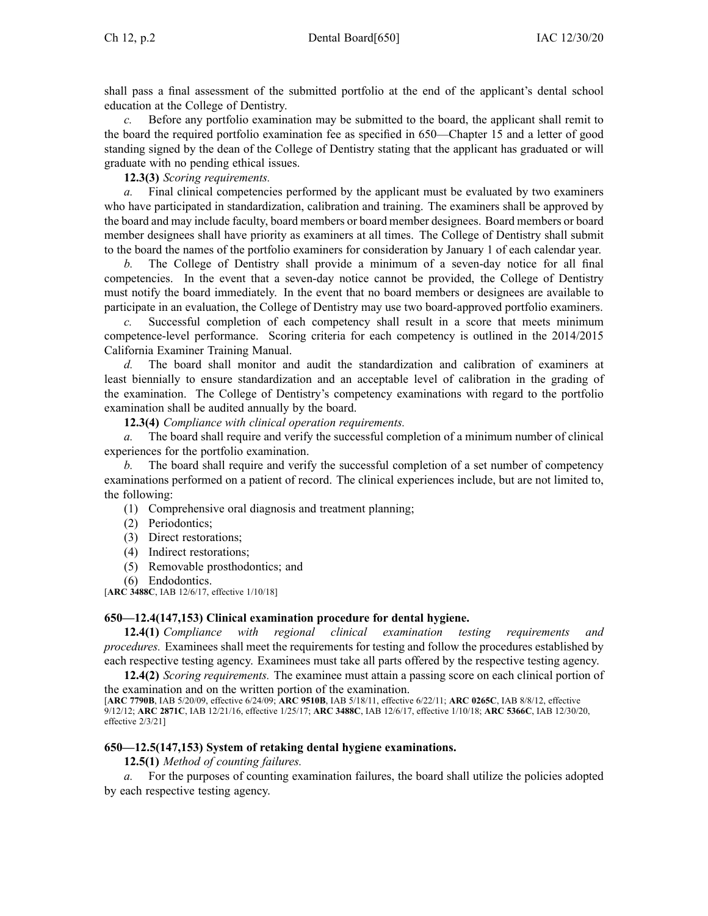shall pass a final assessment of the submitted portfolio at the end of the applicant's dental school education at the College of Dentistry.

*c.* Before any portfolio examination may be submitted to the board, the applicant shall remit to the board the required portfolio examination fee as specified in 650—Chapter 15 and a letter of good standing signed by the dean of the College of Dentistry stating that the applicant has graduated or will graduate with no pending ethical issues.

**12.3(3)** *Scoring requirements.*

*a.* Final clinical competencies performed by the applicant must be evaluated by two examiners who have participated in standardization, calibration and training. The examiners shall be approved by the board and may include faculty, board members or board member designees. Board members or board member designees shall have priority as examiners at all times. The College of Dentistry shall submit to the board the names of the portfolio examiners for consideration by January 1 of each calendar year.

*b.* The College of Dentistry shall provide a minimum of a seven-day notice for all final competencies. In the event that a seven-day notice cannot be provided, the College of Dentistry must notify the board immediately. In the event that no board members or designees are available to participate in an evaluation, the College of Dentistry may use two board-approved portfolio examiners.

*c.* Successful completion of each competency shall result in a score that meets minimum competence-level performance. Scoring criteria for each competency is outlined in the 2014/2015 California Examiner Training Manual.

*d.* The board shall monitor and audit the standardization and calibration of examiners at least biennially to ensure standardization and an acceptable level of calibration in the grading of the examination. The College of Dentistry's competency examinations with regard to the portfolio examination shall be audited annually by the board.

**12.3(4)** *Compliance with clinical operation requirements.*

*a.* The board shall require and verify the successful completion of a minimum number of clinical experiences for the portfolio examination.

*b.* The board shall require and verify the successful completion of a set number of competency examinations performed on a patient of record. The clinical experiences include, but are not limited to, the following:

(1) Comprehensive oral diagnosis and treatment planning;

(2) Periodontics;

(3) Direct restorations;

(4) Indirect restorations;

(5) Removable prosthodontics; and

(6) Endodontics.

[**ARC 3488C**, IAB 12/6/17, effective 1/10/18]

### 650—12.4(147,153) Clinical examination procedure for dental hygiene.

**12.4(1)** *Compliance with regional clinical examination testing requirements and procedures.* Examinees shall meet the requirements for testing and follow the procedures established by each respective testing agency. Examinees must take all parts offered by the respective testing agency.

**12.4(2)** *Scoring requirements.* The examinee must attain a passing score on each clinical portion of the examination and on the written portion of the examination.

[**ARC 7790B**, IAB 5/20/09, effective 6/24/09; **ARC 9510B**, IAB 5/18/11, effective 6/22/11; **ARC 0265C**, IAB 8/8/12, effective 9/12/12; **ARC 2871C**, IAB 12/21/16, effective 1/25/17; **ARC 3488C**, IAB 12/6/17, effective 1/10/18; **ARC 5366C**, IAB 12/30/20, effective 2/3/21]

### 650—12.5(147,153) System of retaking dental hygiene examinations.

**12.5(1)** *Method of counting failures.*

*a.* For the purposes of counting examination failures, the board shall utilize the policies adopted by each respective testing agency.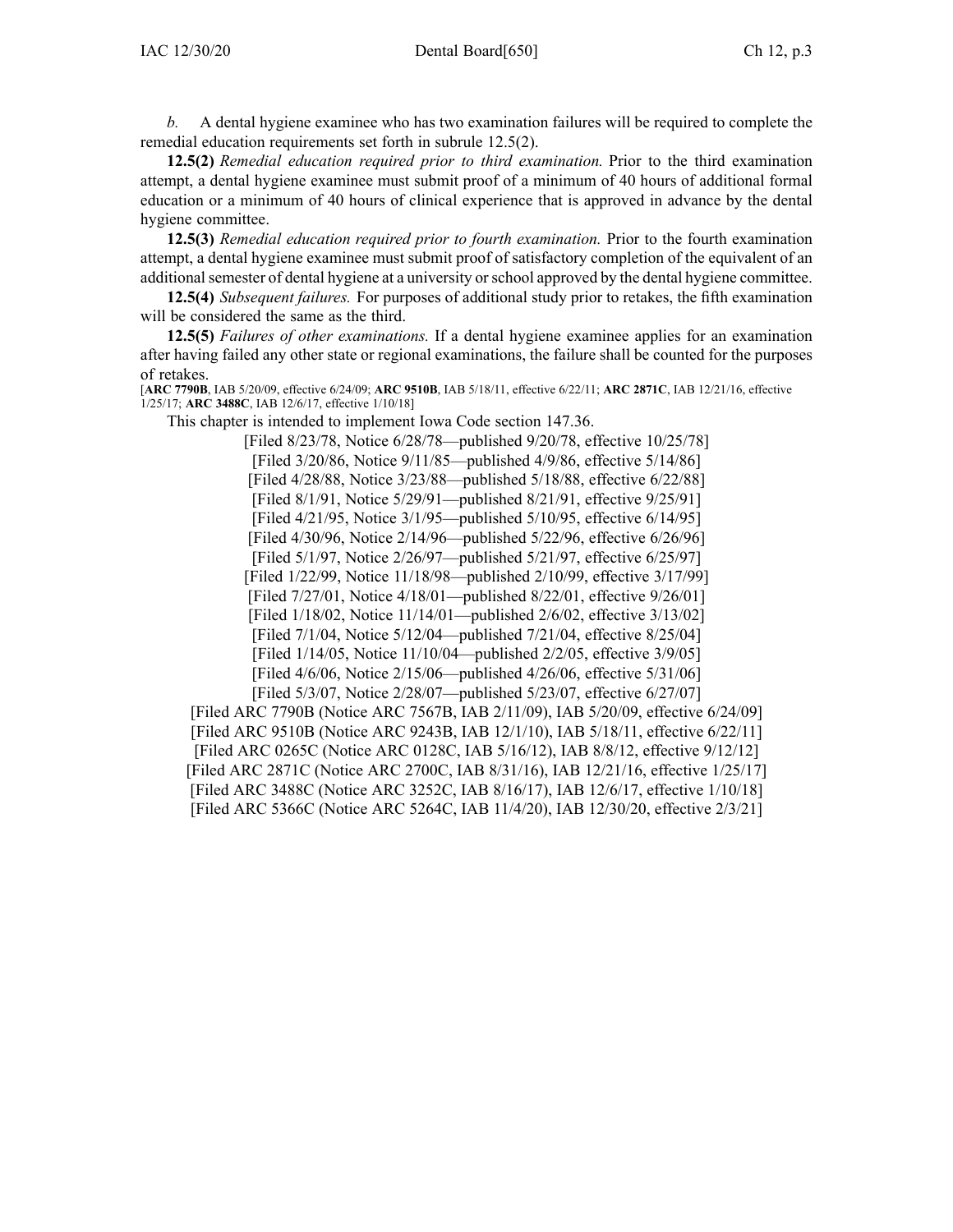*b.* A dental hygiene examinee who has two examination failures will be required to complete the remedial education requirements set forth in subrule 12.5(2).

**12.5(2)** *Remedial education required prior to third examination.* Prior to the third examination attempt, a dental hygiene examinee must submit proof of a minimum of 40 hours of additional formal education or a minimum of 40 hours of clinical experience that is approved in advance by the dental hygiene committee.

**12.5(3)** *Remedial education required prior to fourth examination.* Prior to the fourth examination attempt, a dental hygiene examinee must submit proof of satisfactory completion of the equivalent of an additional semester of dental hygiene at a university or school approved by the dental hygiene committee.

**12.5(4)** *Subsequent failures.* For purposes of additional study prior to retakes, the fifth examination will be considered the same as the third.

**12.5(5)** *Failures of other examinations.* If a dental hygiene examinee applies for an examination after having failed any other state or regional examinations, the failure shall be counted for the purposes of retakes.

[**ARC 7790B**, IAB 5/20/09, effective 6/24/09; **ARC 9510B**, IAB 5/18/11, effective 6/22/11; **ARC 2871C**, IAB 12/21/16, effective 1/25/17; **ARC 3488C**, IAB 12/6/17, effective 1/10/18]

This chapter is intended to implement Iowa Code section 147.36.

[Filed 8/23/78, Notice 6/28/78—published 9/20/78, effective 10/25/78]
[Filed 3/20/86, Notice 9/11/85—published 4/9/86, effective 5/14/86]
[Filed 4/28/88, Notice 3/23/88—published 5/18/88, effective 6/22/88]
[Filed 8/1/91, Notice 5/29/91—published 8/21/91, effective 9/25/91]
[Filed 4/21/95, Notice 3/1/95—published 5/10/95, effective 6/14/95]
[Filed 4/30/96, Notice 2/14/96—published 5/22/96, effective 6/26/96]
[Filed 5/1/97, Notice 2/26/97—published 5/21/97, effective 6/25/97]
[Filed 1/22/99, Notice 11/18/98—published 2/10/99, effective 3/17/99]
[Filed 7/27/01, Notice 4/18/01—published 8/22/01, effective 9/26/01]
[Filed 1/18/02, Notice 11/14/01—published 2/6/02, effective 3/13/02]
[Filed 7/1/04, Notice 5/12/04—published 7/21/04, effective 8/25/04]
[Filed 1/14/05, Notice 11/10/04—published 2/2/05, effective 3/9/05]
[Filed 4/6/06, Notice 2/15/06—published 4/26/06, effective 5/31/06]
[Filed 5/3/07, Notice 2/28/07—published 5/23/07, effective 6/27/07]
[Filed ARC 7790B (Notice ARC 7567B, IAB 2/11/09), IAB 5/20/09, effective 6/24/09]
[Filed ARC 9510B (Notice ARC 9243B, IAB 12/1/10), IAB 5/18/11, effective 6/22/11]
[Filed ARC 0265C (Notice ARC 0128C, IAB 5/16/12), IAB 8/8/12, effective 9/12/12]
[Filed ARC 2871C (Notice ARC 2700C, IAB 8/31/16), IAB 12/21/16, effective 1/25/17]
[Filed ARC 3488C (Notice ARC 3252C, IAB 8/16/17), IAB 12/6/17, effective 1/10/18]
[Filed ARC 5366C (Notice ARC 5264C, IAB 11/4/20), IAB 12/30/20, effective 2/3/21]